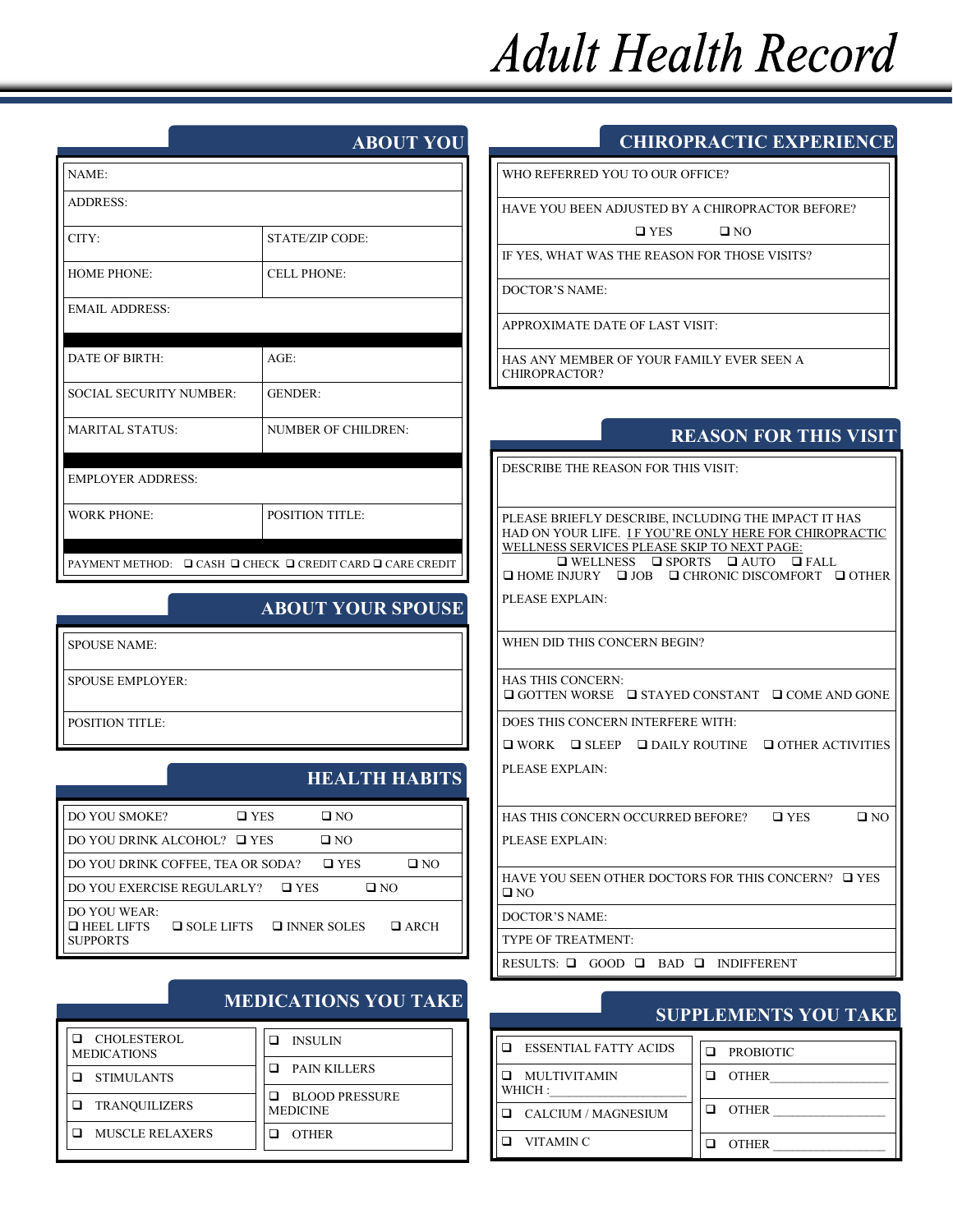# Adult Health Record

## ABOUT YOU

| | |
|---|---|
| NAME: | |
| ADDRESS: | |
| CITY: | STATE/ZIP CODE: |
| HOME PHONE: | CELL PHONE: |
| EMAIL ADDRESS: | |
| DATE OF BIRTH: | AGE: |
| SOCIAL SECURITY NUMBER: | GENDER: |
| MARITAL STATUS: | NUMBER OF CHILDREN: |
| EMPLOYER ADDRESS: | |
| WORK PHONE: | POSITION TITLE: |

PAYMENT METHOD: ❑ CASH ❑ CHECK ❑ CREDIT CARD ❑ CARE CREDIT

## ABOUT YOUR SPOUSE

SPOUSE NAME:

SPOUSE EMPLOYER:

POSITION TITLE:

## HEALTH HABITS

DO YOU SMOKE? ❑ YES ❑ NO

DO YOU DRINK ALCOHOL? ❑ YES ❑ NO

DO YOU DRINK COFFEE, TEA OR SODA? ❑ YES ❑ NO

DO YOU EXERCISE REGULARLY? ❑ YES ❑ NO

DO YOU WEAR:
❑ HEEL LIFTS ❑ SOLE LIFTS ❑ INNER SOLES ❑ ARCH SUPPORTS

## MEDICATIONS YOU TAKE

| | |
|---|---|
| ❑ CHOLESTEROL MEDICATIONS | ❑ INSULIN |
| ❑ STIMULANTS | ❑ PAIN KILLERS |
| ❑ TRANQUILIZERS | ❑ BLOOD PRESSURE MEDICINE |
| ❑ MUSCLE RELAXERS | ❑ OTHER |

## CHIROPRACTIC EXPERIENCE

WHO REFERRED YOU TO OUR OFFICE?

HAVE YOU BEEN ADJUSTED BY A CHIROPRACTOR BEFORE?
❑ YES ❑ NO

IF YES, WHAT WAS THE REASON FOR THOSE VISITS?

DOCTOR'S NAME:

APPROXIMATE DATE OF LAST VISIT:

HAS ANY MEMBER OF YOUR FAMILY EVER SEEN A CHIROPRACTOR?

## REASON FOR THIS VISIT

DESCRIBE THE REASON FOR THIS VISIT:

PLEASE BRIEFLY DESCRIBE, INCLUDING THE IMPACT IT HAS HAD ON YOUR LIFE. I F YOU'RE ONLY HERE FOR CHIROPRACTIC WELLNESS SERVICES PLEASE SKIP TO NEXT PAGE:
❑ WELLNESS ❑ SPORTS ❑ AUTO ❑ FALL
❑ HOME INJURY ❑ JOB ❑ CHRONIC DISCOMFORT ❑ OTHER

PLEASE EXPLAIN:

WHEN DID THIS CONCERN BEGIN?

HAS THIS CONCERN:
❑ GOTTEN WORSE ❑ STAYED CONSTANT ❑ COME AND GONE

DOES THIS CONCERN INTERFERE WITH:
❑ WORK ❑ SLEEP ❑ DAILY ROUTINE ❑ OTHER ACTIVITIES

PLEASE EXPLAIN:

HAS THIS CONCERN OCCURRED BEFORE? ❑ YES ❑ NO

PLEASE EXPLAIN:

HAVE YOU SEEN OTHER DOCTORS FOR THIS CONCERN? ❑ YES ❑ NO

DOCTOR'S NAME:

TYPE OF TREATMENT:

RESULTS: ❑ GOOD ❑ BAD ❑ INDIFFERENT

## SUPPLEMENTS YOU TAKE

| | |
|---|---|
| ❑ ESSENTIAL FATTY ACIDS | ❑ PROBIOTIC |
| ❑ MULTIVITAMIN WHICH :____________________ | ❑ OTHER________________ |
| ❑ CALCIUM / MAGNESIUM | ❑ OTHER ________________ |
| ❑ VITAMIN C | ❑ OTHER ________________ |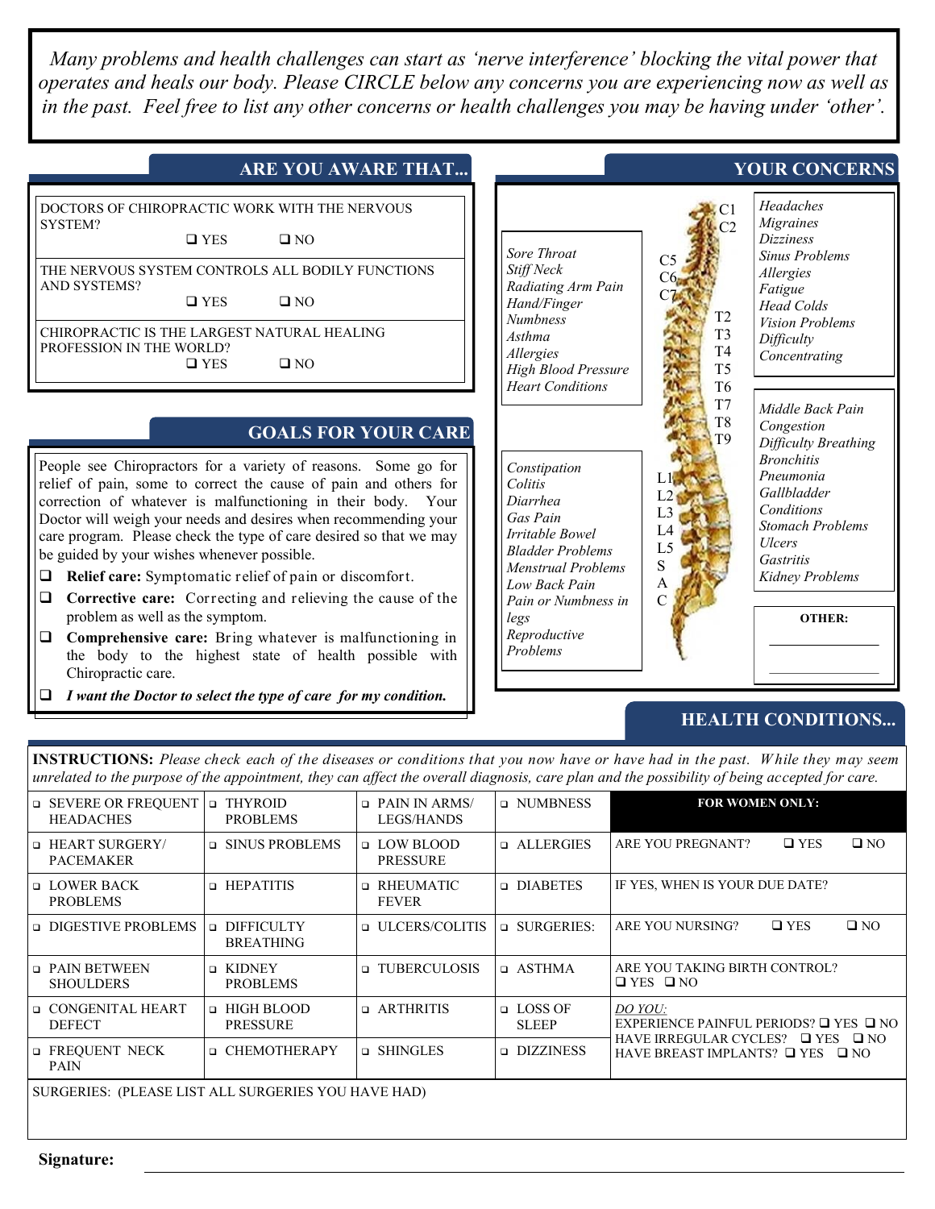*Many problems and health challenges can start as 'nerve interference' blocking the vital power that operates and heals our body. Please CIRCLE below any concerns you are experiencing now as well as in the past. Feel free to list any other concerns or health challenges you may be having under 'other'.*

## ARE YOU AWARE THAT...

DOCTORS OF CHIROPRACTIC WORK WITH THE NERVOUS SYSTEM?
❑ YES ❑ NO

THE NERVOUS SYSTEM CONTROLS ALL BODILY FUNCTIONS AND SYSTEMS?
❑ YES ❑ NO

CHIROPRACTIC IS THE LARGEST NATURAL HEALING PROFESSION IN THE WORLD?
❑ YES ❑ NO

## GOALS FOR YOUR CARE

People see Chiropractors for a variety of reasons. Some go for relief of pain, some to correct the cause of pain and others for correction of whatever is malfunctioning in their body. Your Doctor will weigh your needs and desires when recommending your care program. Please check the type of care desired so that we may be guided by your wishes whenever possible.

- ❑ **Relief care:** Symptomatic relief of pain or discomfort.
- ❑ **Corrective care:** Correcting and relieving the cause of the problem as well as the symptom.
- ❑ **Comprehensive care:** Bring whatever is malfunctioning in the body to the highest state of health possible with Chiropractic care.
- ❑ ***I want the Doctor to select the type of care for my condition.***

## YOUR CONCERNS

C1
C2
C5
C6
C7
T2
T3
T4
T5
T6
T7
T8
T9
L1
L2
L3
L4
L5
S
A
C

*Headaches*
*Migraines*
*Dizziness*
*Sinus Problems*
*Allergies*
*Fatigue*
*Head Colds*
*Vision Problems*
*Difficulty Concentrating*

*Sore Throat*
*Stiff Neck*
*Radiating Arm Pain*
*Hand/Finger Numbness*
*Asthma*
*Allergies*
*High Blood Pressure*
*Heart Conditions*

*Middle Back Pain*
*Congestion*
*Difficulty Breathing*
*Bronchitis*
*Pneumonia*
*Gallbladder Conditions*
*Stomach Problems*
*Ulcers*
*Gastritis*
*Kidney Problems*

*Constipation*
*Colitis*
*Diarrhea*
*Gas Pain*
*Irritable Bowel*
*Bladder Problems*
*Menstrual Problems*
*Low Back Pain*
*Pain or Numbness in legs*
*Reproductive Problems*

**OTHER:**

_______________

_______________

## HEALTH CONDITIONS...

**INSTRUCTIONS:** *Please check each of the diseases or conditions that you now have or have had in the past. While they may seem unrelated to the purpose of the appointment, they can affect the overall diagnosis, care plan and the possibility of being accepted for care.*

| | | | | |
|---|---|---|---|---|
| ❑ SEVERE OR FREQUENT HEADACHES | ❑ THYROID PROBLEMS | ❑ PAIN IN ARMS/ LEGS/HANDS | ❑ NUMBNESS | **FOR WOMEN ONLY:** |
| ❑ HEART SURGERY/ PACEMAKER | ❑ SINUS PROBLEMS | ❑ LOW BLOOD PRESSURE | ❑ ALLERGIES | ARE YOU PREGNANT? ❑ YES ❑ NO |
| ❑ LOWER BACK PROBLEMS | ❑ HEPATITIS | ❑ RHEUMATIC FEVER | ❑ DIABETES | IF YES, WHEN IS YOUR DUE DATE? |
| ❑ DIGESTIVE PROBLEMS | ❑ DIFFICULTY BREATHING | ❑ ULCERS/COLITIS | ❑ SURGERIES: | ARE YOU NURSING? ❑ YES ❑ NO |
| ❑ PAIN BETWEEN SHOULDERS | ❑ KIDNEY PROBLEMS | ❑ TUBERCULOSIS | ❑ ASTHMA | ARE YOU TAKING BIRTH CONTROL? ❑ YES ❑ NO |
| ❑ CONGENITAL HEART DEFECT | ❑ HIGH BLOOD PRESSURE | ❑ ARTHRITIS | ❑ LOSS OF SLEEP | *DO YOU:* EXPERIENCE PAINFUL PERIODS? ❑ YES ❑ NO HAVE IRREGULAR CYCLES? ❑ YES ❑ NO HAVE BREAST IMPLANTS? ❑ YES ❑ NO |
| ❑ FREQUENT NECK PAIN | ❑ CHEMOTHERAPY | ❑ SHINGLES | ❑ DIZZINESS | |

SURGERIES: (PLEASE LIST ALL SURGERIES YOU HAVE HAD)

**Signature:** ______________________________________________